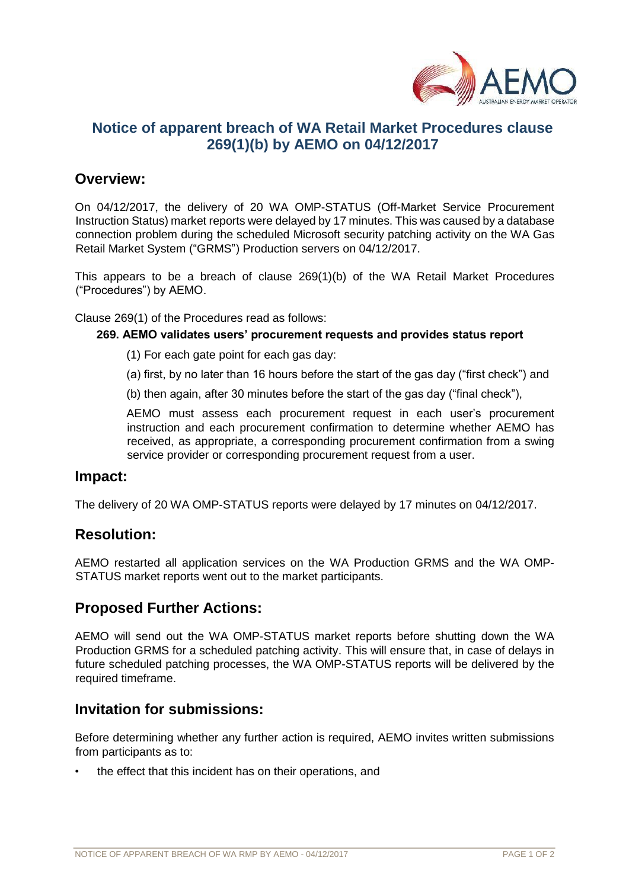# Notice of apparent breach of WA Retail Market Procedures clause 269(1)(b) by AEMO on 04/12/2017

## Overview:

On 04/12/2017, the delivery of 20 WA OMP-STATUS (Off-Market Service Procurement Instruction Status) market reports were delayed by 17 minutes. This was caused by a database connection problem during the scheduled Microsoft security patching activity on the WA Gas Retail Market System ("GRMS") Production servers on 04/12/2017.

This appears to be a breach of clause 269(1)(b) of the WA Retail Market Procedures ("Procedures") by AEMO.

Clause 269(1) of the Procedures read as follows:

**269. AEMO validates users' procurement requests and provides status report**

(1) For each gate point for each gas day:

(a) first, by no later than 16 hours before the start of the gas day ("first check") and

(b) then again, after 30 minutes before the start of the gas day ("final check"),

AEMO must assess each procurement request in each user's procurement instruction and each procurement confirmation to determine whether AEMO has received, as appropriate, a corresponding procurement confirmation from a swing service provider or corresponding procurement request from a user.

## Impact:

The delivery of 20 WA OMP-STATUS reports were delayed by 17 minutes on 04/12/2017.

## Resolution:

AEMO restarted all application services on the WA Production GRMS and the WA OMP-STATUS market reports went out to the market participants.

## Proposed Further Actions:

AEMO will send out the WA OMP-STATUS market reports before shutting down the WA Production GRMS for a scheduled patching activity. This will ensure that, in case of delays in future scheduled patching processes, the WA OMP-STATUS reports will be delivered by the required timeframe.

## Invitation for submissions:

Before determining whether any further action is required, AEMO invites written submissions from participants as to:

- the effect that this incident has on their operations, and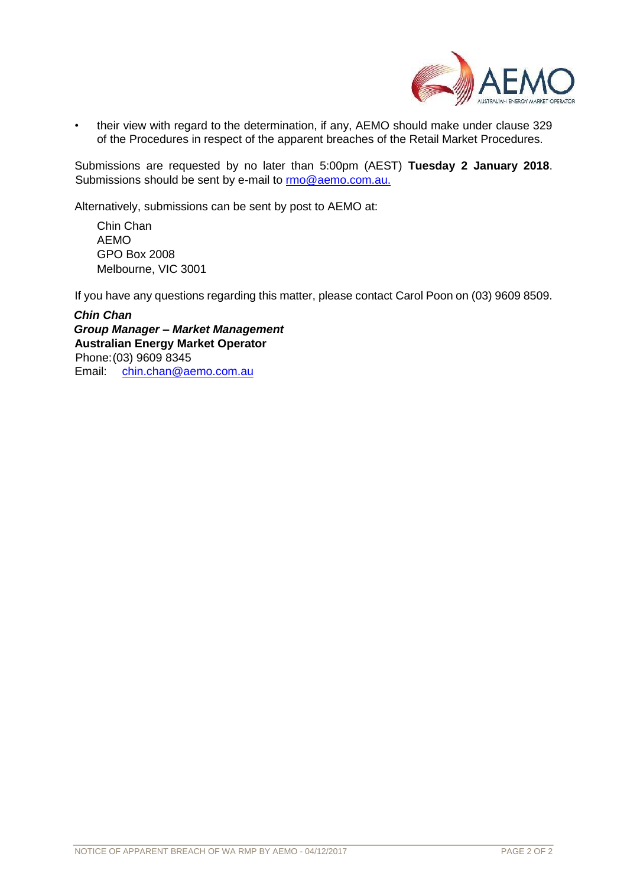- their view with regard to the determination, if any, AEMO should make under clause 329 of the Procedures in respect of the apparent breaches of the Retail Market Procedures.

Submissions are requested by no later than 5:00pm (AEST) **Tuesday 2 January 2018**. Submissions should be sent by e-mail to rmo@aemo.com.au.

Alternatively, submissions can be sent by post to AEMO at:

Chin Chan
AEMO
GPO Box 2008
Melbourne, VIC 3001

If you have any questions regarding this matter, please contact Carol Poon on (03) 9609 8509.

***Chin Chan***
***Group Manager – Market Management***
**Australian Energy Market Operator**
Phone: (03) 9609 8345
Email: chin.chan@aemo.com.au